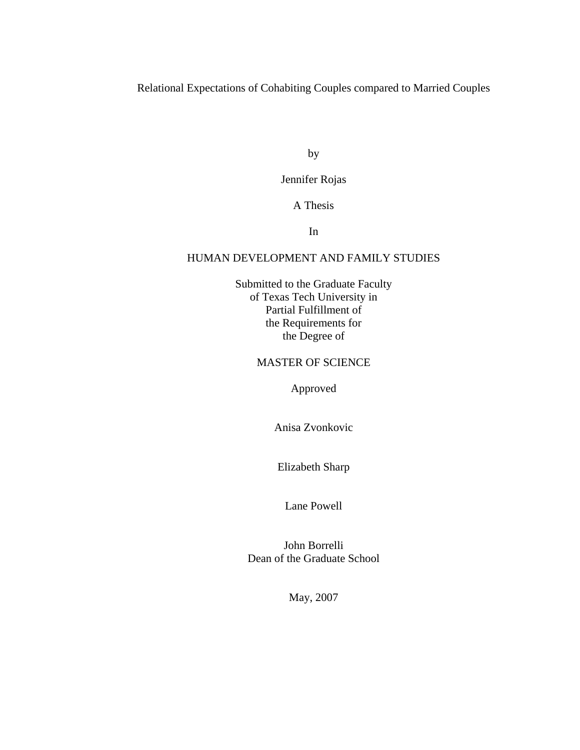# Relational Expectations of Cohabiting Couples compared to Married Couples

by

Jennifer Rojas

A Thesis

In

HUMAN DEVELOPMENT AND FAMILY STUDIES

Submitted to the Graduate Faculty
of Texas Tech University in
Partial Fulfillment of
the Requirements for
the Degree of

MASTER OF SCIENCE

Approved

Anisa Zvonkovic

Elizabeth Sharp

Lane Powell

John Borrelli
Dean of the Graduate School

May, 2007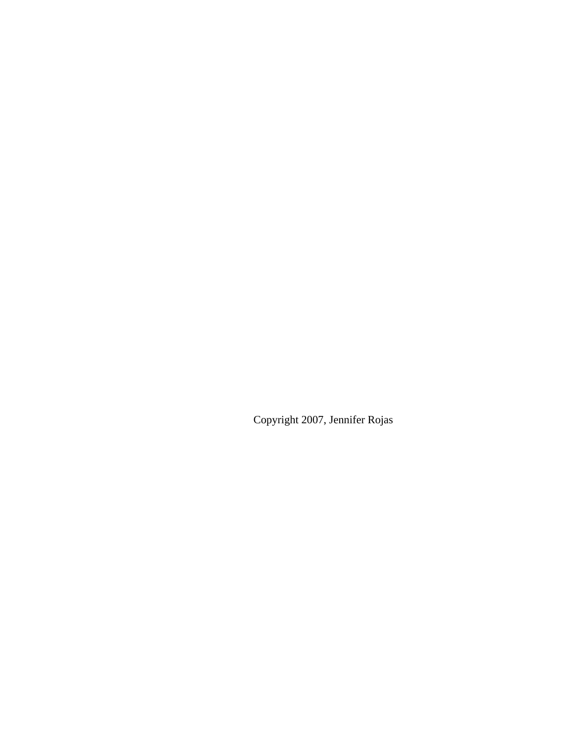Copyright 2007, Jennifer Rojas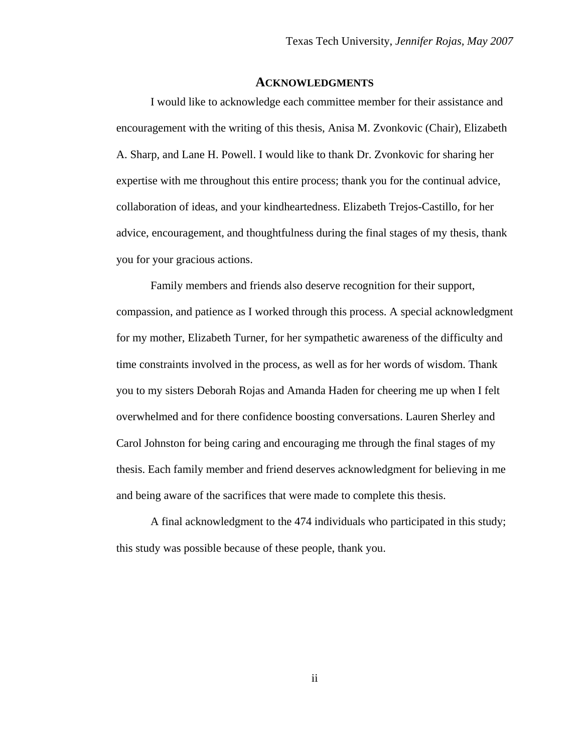## ACKNOWLEDGMENTS

I would like to acknowledge each committee member for their assistance and encouragement with the writing of this thesis, Anisa M. Zvonkovic (Chair), Elizabeth A. Sharp, and Lane H. Powell. I would like to thank Dr. Zvonkovic for sharing her expertise with me throughout this entire process; thank you for the continual advice, collaboration of ideas, and your kindheartedness. Elizabeth Trejos-Castillo, for her advice, encouragement, and thoughtfulness during the final stages of my thesis, thank you for your gracious actions.

Family members and friends also deserve recognition for their support, compassion, and patience as I worked through this process. A special acknowledgment for my mother, Elizabeth Turner, for her sympathetic awareness of the difficulty and time constraints involved in the process, as well as for her words of wisdom. Thank you to my sisters Deborah Rojas and Amanda Haden for cheering me up when I felt overwhelmed and for there confidence boosting conversations. Lauren Sherley and Carol Johnston for being caring and encouraging me through the final stages of my thesis. Each family member and friend deserves acknowledgment for believing in me and being aware of the sacrifices that were made to complete this thesis.

A final acknowledgment to the 474 individuals who participated in this study; this study was possible because of these people, thank you.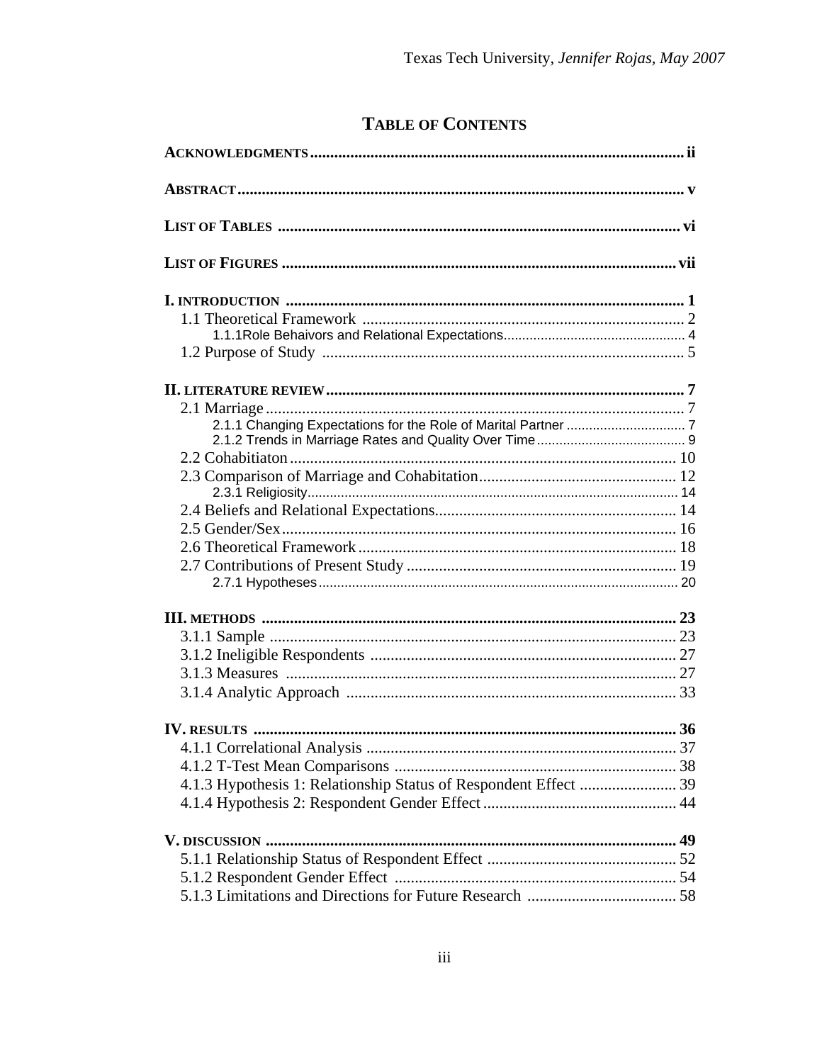# TABLE OF CONTENTS

| | |
|---|---|
| **ACKNOWLEDGMENTS** | **ii** |
| **ABSTRACT** | **v** |
| **LIST OF TABLES** | **vi** |
| **LIST OF FIGURES** | **vii** |
| **I. INTRODUCTION** | **1** |
| 1.1 Theoretical Framework | 2 |
| 1.1.1Role Behaivors and Relational Expectations | 4 |
| 1.2 Purpose of Study | 5 |
| **II. LITERATURE REVIEW** | **7** |
| 2.1 Marriage | 7 |
| 2.1.1 Changing Expectations for the Role of Marital Partner | 7 |
| 2.1.2 Trends in Marriage Rates and Quality Over Time | 9 |
| 2.2 Cohabitiaton | 10 |
| 2.3 Comparison of Marriage and Cohabitation | 12 |
| 2.3.1 Religiosity | 14 |
| 2.4 Beliefs and Relational Expectations | 14 |
| 2.5 Gender/Sex | 16 |
| 2.6 Theoretical Framework | 18 |
| 2.7 Contributions of Present Study | 19 |
| 2.7.1 Hypotheses | 20 |
| **III. METHODS** | **23** |
| 3.1.1 Sample | 23 |
| 3.1.2 Ineligible Respondents | 27 |
| 3.1.3 Measures | 27 |
| 3.1.4 Analytic Approach | 33 |
| **IV. RESULTS** | **36** |
| 4.1.1 Correlational Analysis | 37 |
| 4.1.2 T-Test Mean Comparisons | 38 |
| 4.1.3 Hypothesis 1: Relationship Status of Respondent Effect | 39 |
| 4.1.4 Hypothesis 2: Respondent Gender Effect | 44 |
| **V. DISCUSSION** | **49** |
| 5.1.1 Relationship Status of Respondent Effect | 52 |
| 5.1.2 Respondent Gender Effect | 54 |
| 5.1.3 Limitations and Directions for Future Research | 58 |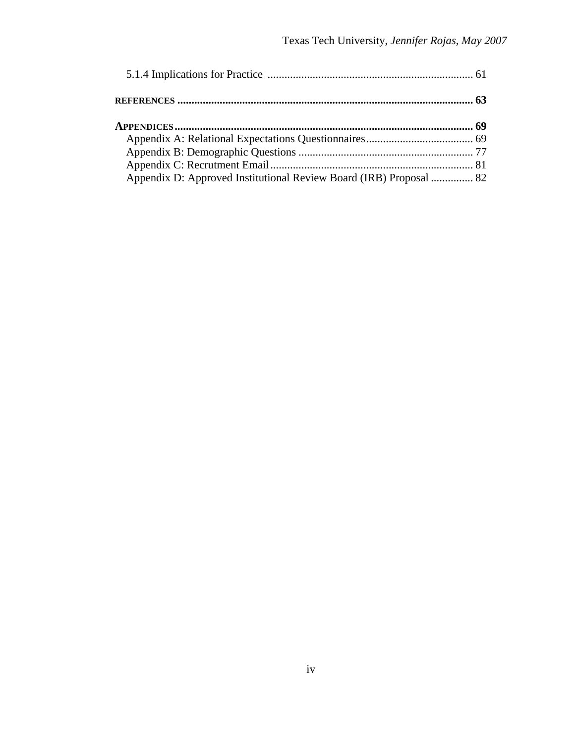5.1.4 Implications for Practice ........................................................................ 61

**REFERENCES ......................................................................................................... 63**

**APPENDICES......................................................................................................... 69**

Appendix A: Relational Expectations Questionnaires...................................... 69
Appendix B: Demographic Questions ............................................................. 77
Appendix C: Recrutment Email....................................................................... 81
Appendix D: Approved Institutional Review Board (IRB) Proposal ............... 82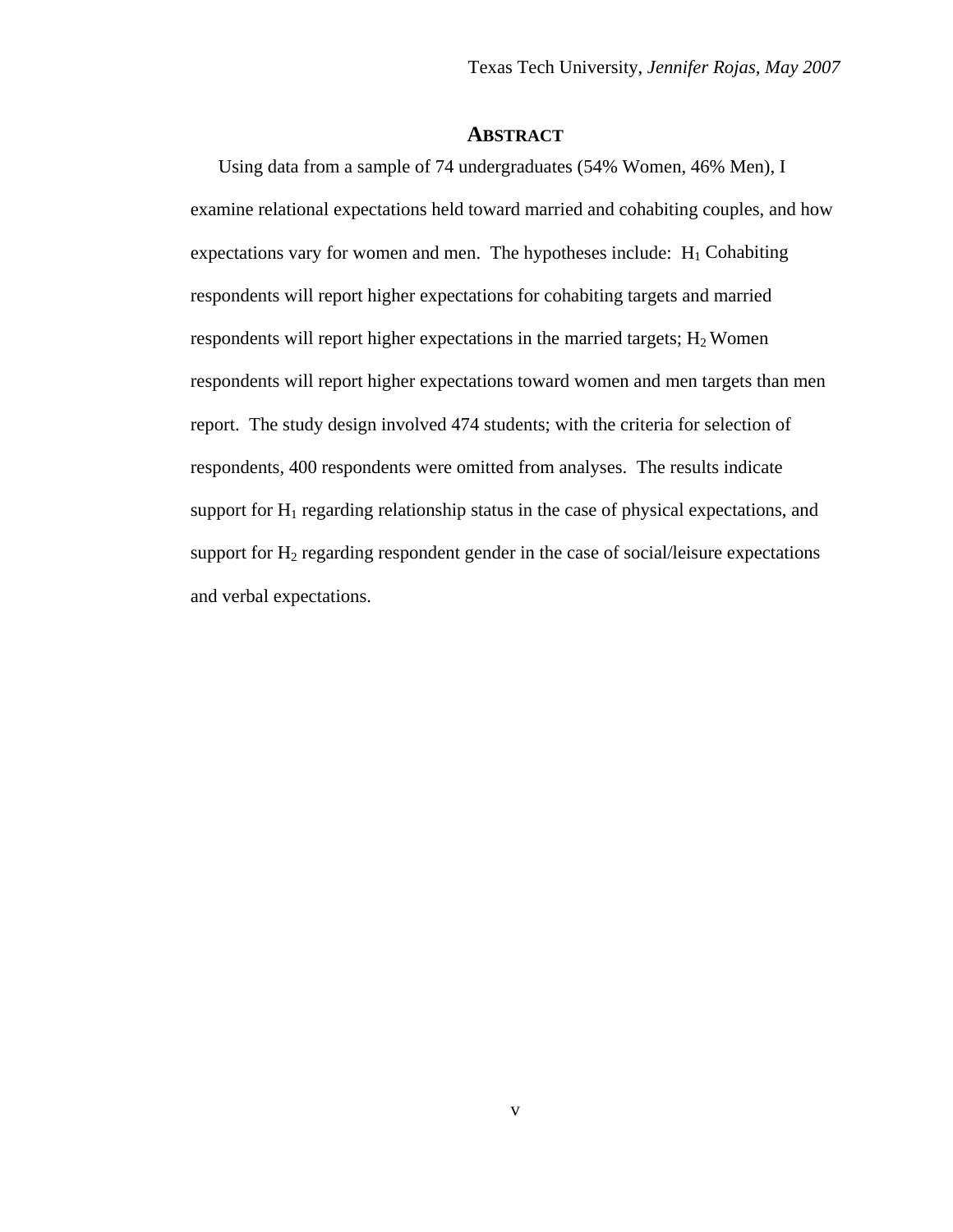## ABSTRACT

Using data from a sample of 74 undergraduates (54% Women, 46% Men), I examine relational expectations held toward married and cohabiting couples, and how expectations vary for women and men. The hypotheses include: $H_1$ Cohabiting respondents will report higher expectations for cohabiting targets and married respondents will report higher expectations in the married targets; $H_2$ Women respondents will report higher expectations toward women and men targets than men report. The study design involved 474 students; with the criteria for selection of respondents, 400 respondents were omitted from analyses. The results indicate support for $H_1$ regarding relationship status in the case of physical expectations, and support for $H_2$ regarding respondent gender in the case of social/leisure expectations and verbal expectations.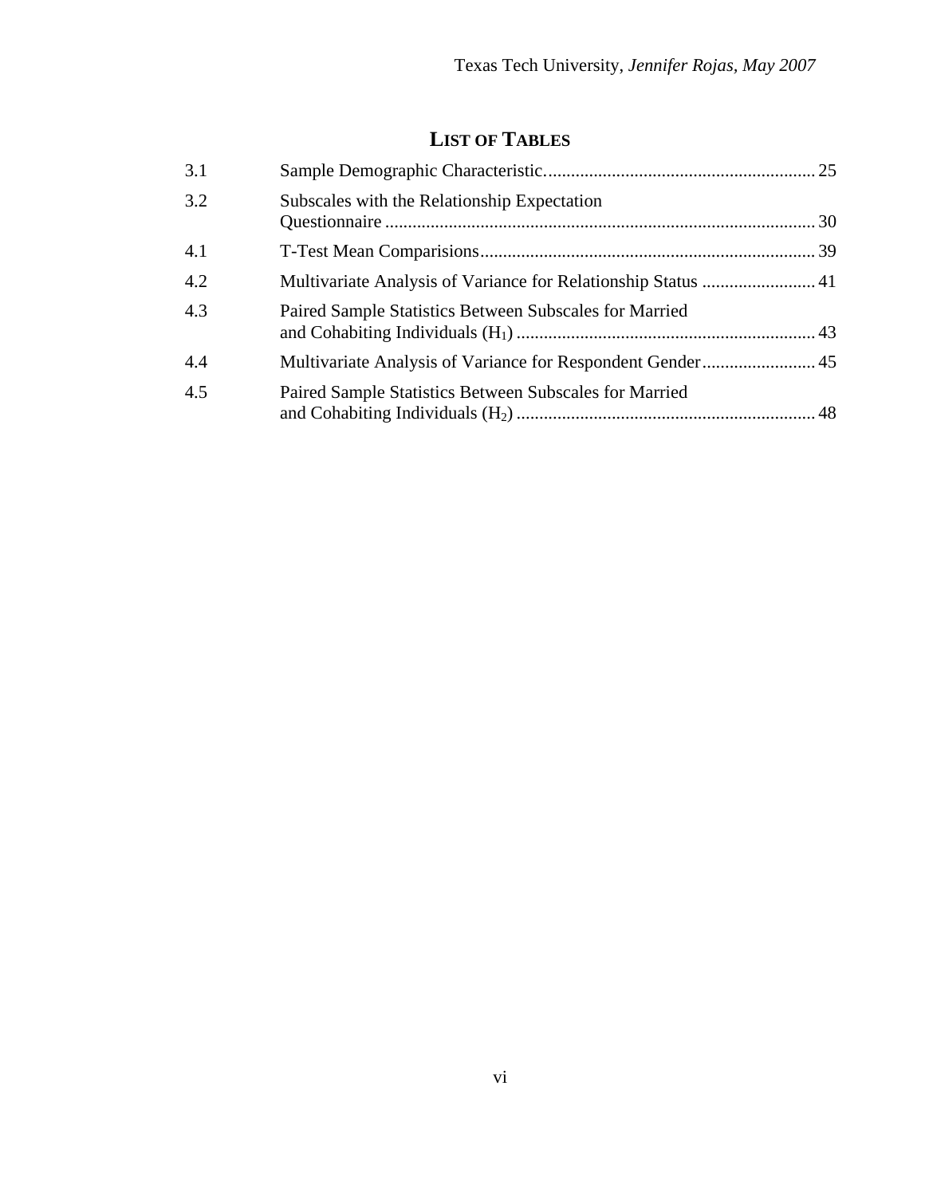# LIST OF TABLES

| | | |
|---|---|---|
| 3.1 | Sample Demographic Characteristic | 25 |
| 3.2 | Subscales with the Relationship Expectation Questionnaire | 30 |
| 4.1 | T-Test Mean Comparisions | 39 |
| 4.2 | Multivariate Analysis of Variance for Relationship Status | 41 |
| 4.3 | Paired Sample Statistics Between Subscales for Married and Cohabiting Individuals ($H_1$) | 43 |
| 4.4 | Multivariate Analysis of Variance for Respondent Gender | 45 |
| 4.5 | Paired Sample Statistics Between Subscales for Married and Cohabiting Individuals ($H_2$) | 48 |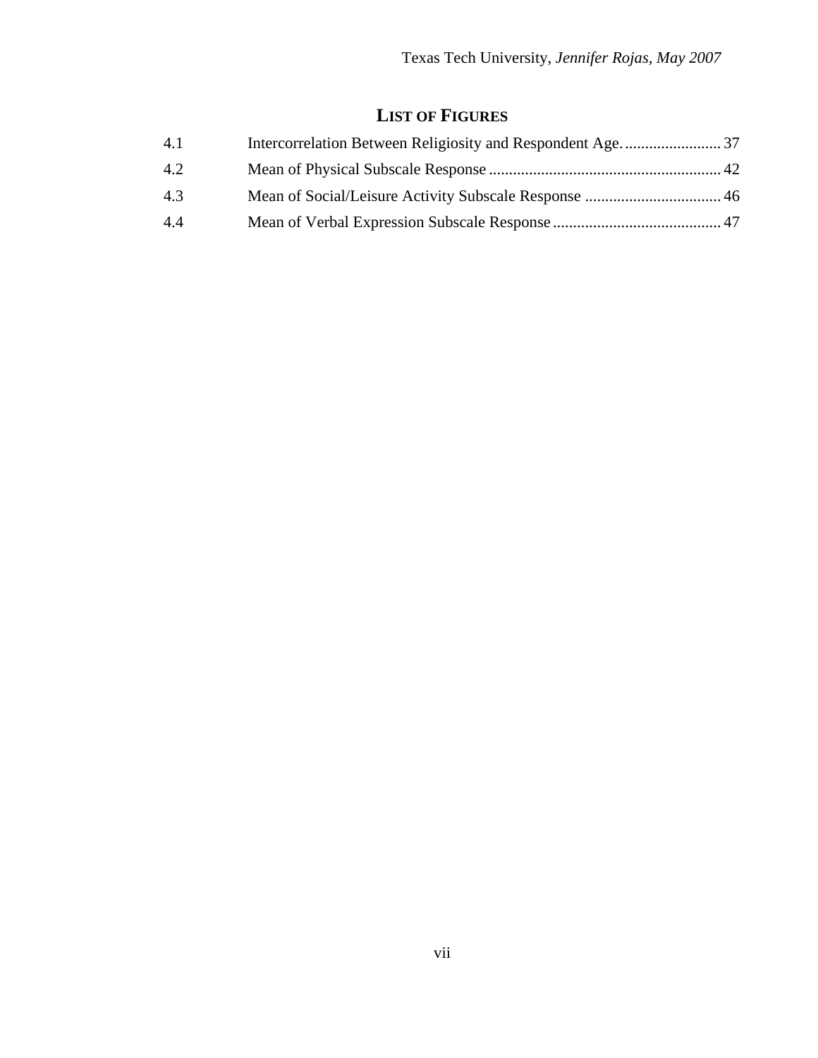## LIST OF FIGURES

4.1 Intercorrelation Between Religiosity and Respondent Age. ........................ 37

4.2 Mean of Physical Subscale Response .......................................................... 42

4.3 Mean of Social/Leisure Activity Subscale Response .................................. 46

4.4 Mean of Verbal Expression Subscale Response .......................................... 47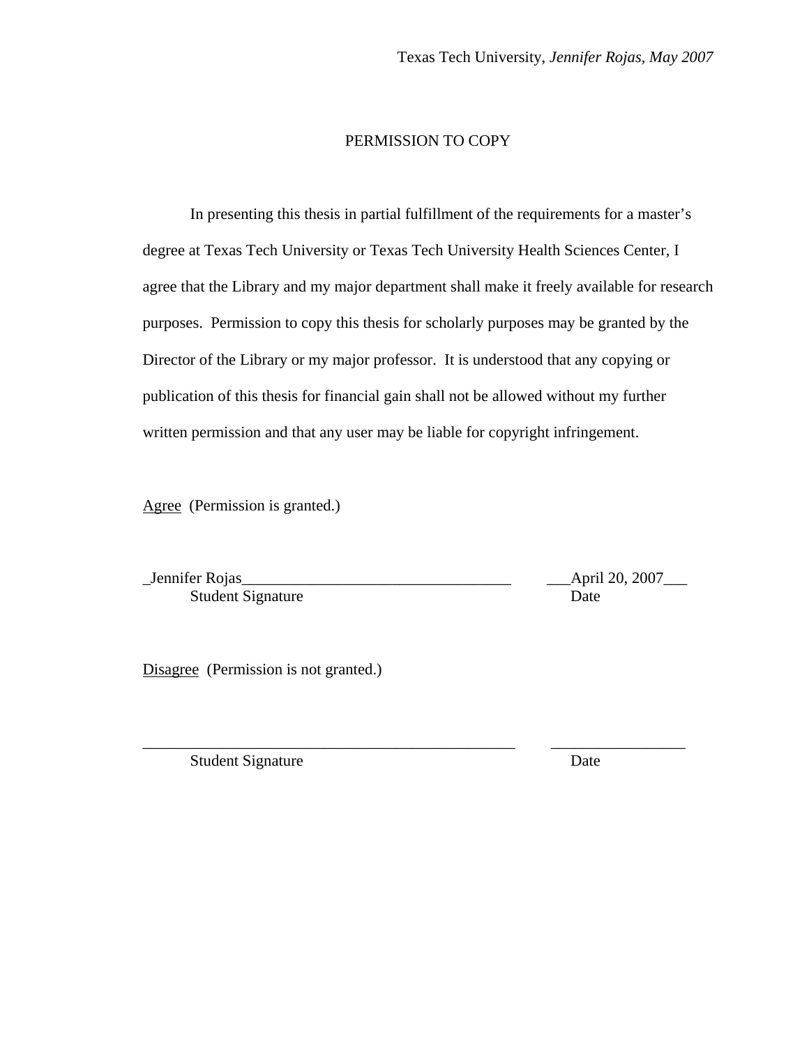PERMISSION TO COPY

In presenting this thesis in partial fulfillment of the requirements for a master's degree at Texas Tech University or Texas Tech University Health Sciences Center, I agree that the Library and my major department shall make it freely available for research purposes. Permission to copy this thesis for scholarly purposes may be granted by the Director of the Library or my major professor. It is understood that any copying or publication of this thesis for financial gain shall not be allowed without my further written permission and that any user may be liable for copyright infringement.

Agree (Permission is granted.)

_Jennifer Rojas__________________________________ ___April 20, 2007___
Student Signature Date

Disagree (Permission is not granted.)

_______________________________________________ _________________
Student Signature Date